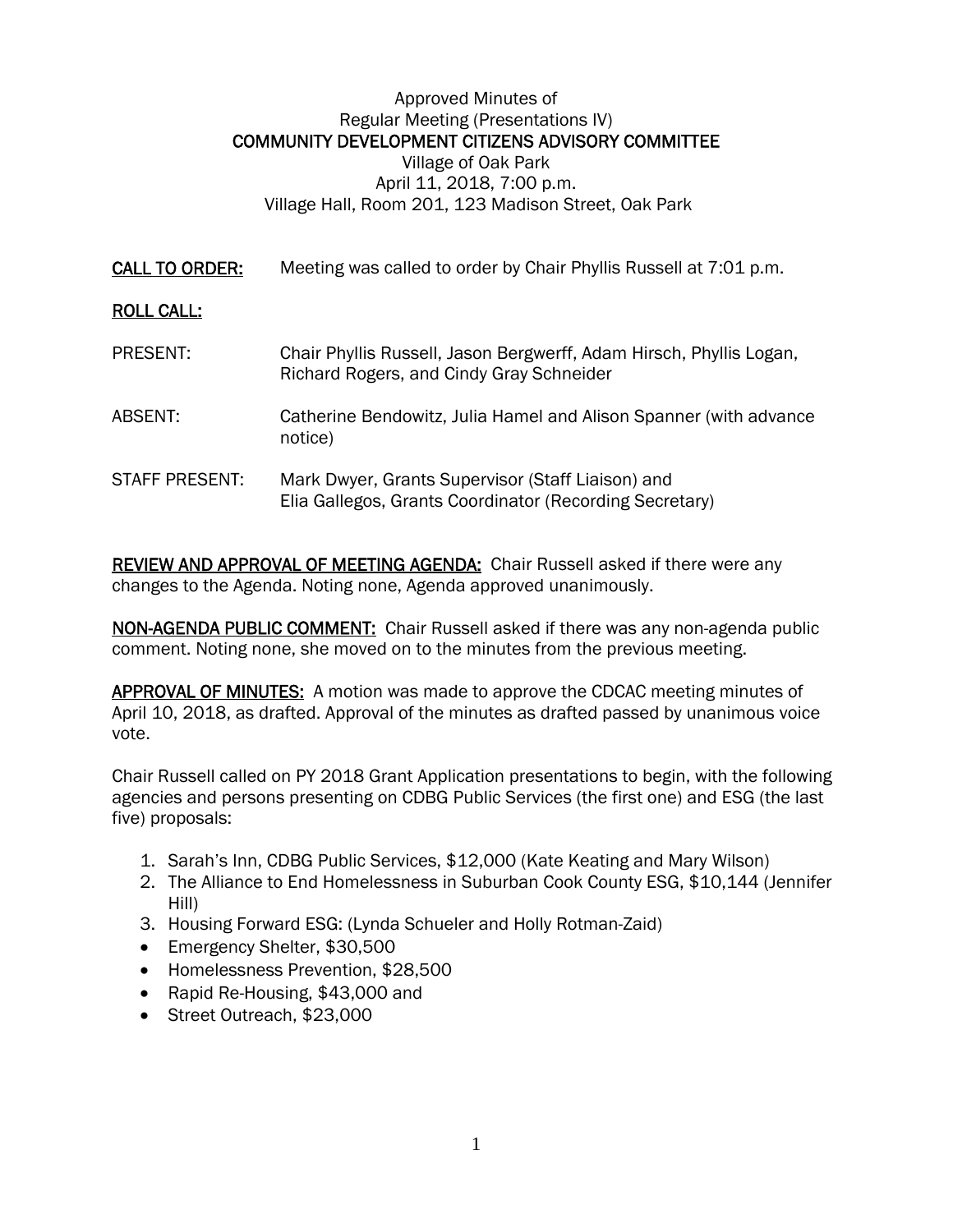Approved Minutes of
Regular Meeting (Presentations IV)
**COMMUNITY DEVELOPMENT CITIZENS ADVISORY COMMITTEE**
Village of Oak Park
April 11, 2018, 7:00 p.m.
Village Hall, Room 201, 123 Madison Street, Oak Park

**CALL TO ORDER:** Meeting was called to order by Chair Phyllis Russell at 7:01 p.m.

**ROLL CALL:**

PRESENT: Chair Phyllis Russell, Jason Bergwerff, Adam Hirsch, Phyllis Logan, Richard Rogers, and Cindy Gray Schneider

ABSENT: Catherine Bendowitz, Julia Hamel and Alison Spanner (with advance notice)

STAFF PRESENT: Mark Dwyer, Grants Supervisor (Staff Liaison) and Elia Gallegos, Grants Coordinator (Recording Secretary)

**REVIEW AND APPROVAL OF MEETING AGENDA:** Chair Russell asked if there were any changes to the Agenda. Noting none, Agenda approved unanimously.

**NON-AGENDA PUBLIC COMMENT:** Chair Russell asked if there was any non-agenda public comment. Noting none, she moved on to the minutes from the previous meeting.

**APPROVAL OF MINUTES:** A motion was made to approve the CDCAC meeting minutes of April 10, 2018, as drafted. Approval of the minutes as drafted passed by unanimous voice vote.

Chair Russell called on PY 2018 Grant Application presentations to begin, with the following agencies and persons presenting on CDBG Public Services (the first one) and ESG (the last five) proposals:

1. Sarah's Inn, CDBG Public Services, $12,000 (Kate Keating and Mary Wilson)
2. The Alliance to End Homelessness in Suburban Cook County ESG, $10,144 (Jennifer Hill)
3. Housing Forward ESG: (Lynda Schueler and Holly Rotman-Zaid)

- Emergency Shelter, $30,500
- Homelessness Prevention, $28,500
- Rapid Re-Housing, $43,000 and
- Street Outreach, $23,000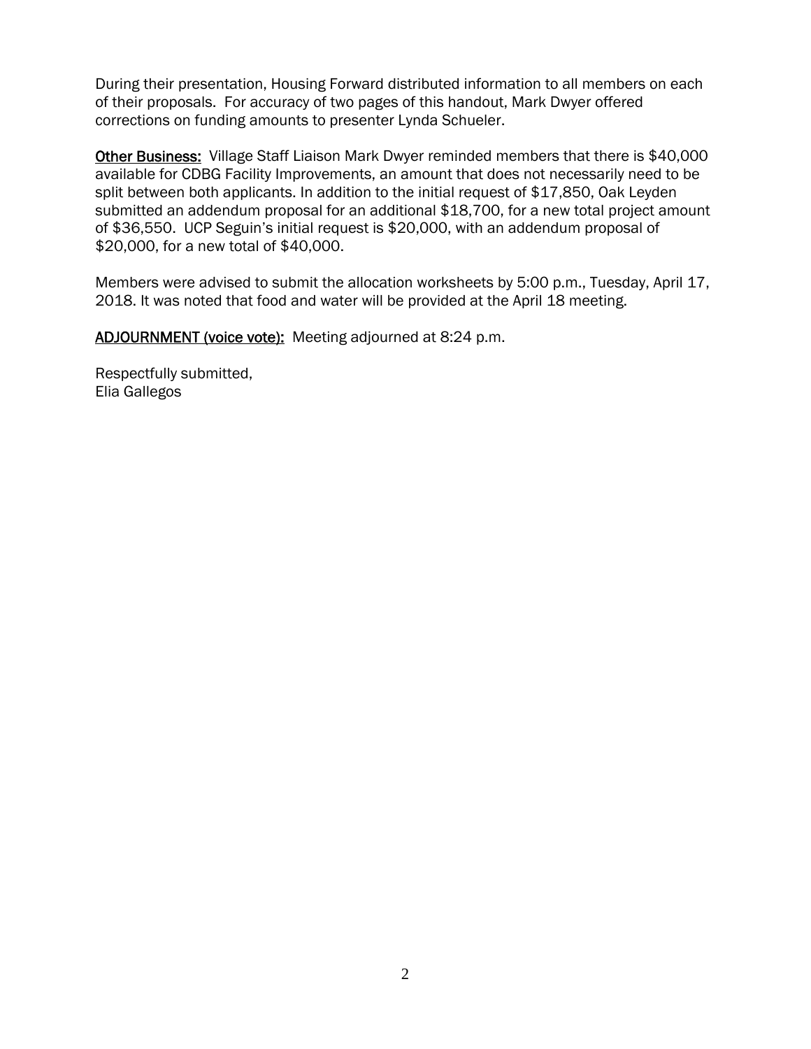During their presentation, Housing Forward distributed information to all members on each of their proposals. For accuracy of two pages of this handout, Mark Dwyer offered corrections on funding amounts to presenter Lynda Schueler.

**Other Business:** Village Staff Liaison Mark Dwyer reminded members that there is $40,000 available for CDBG Facility Improvements, an amount that does not necessarily need to be split between both applicants. In addition to the initial request of $17,850, Oak Leyden submitted an addendum proposal for an additional $18,700, for a new total project amount of $36,550. UCP Seguin's initial request is $20,000, with an addendum proposal of $20,000, for a new total of $40,000.

Members were advised to submit the allocation worksheets by 5:00 p.m., Tuesday, April 17, 2018. It was noted that food and water will be provided at the April 18 meeting.

**ADJOURNMENT (voice vote):** Meeting adjourned at 8:24 p.m.

Respectfully submitted,
Elia Gallegos